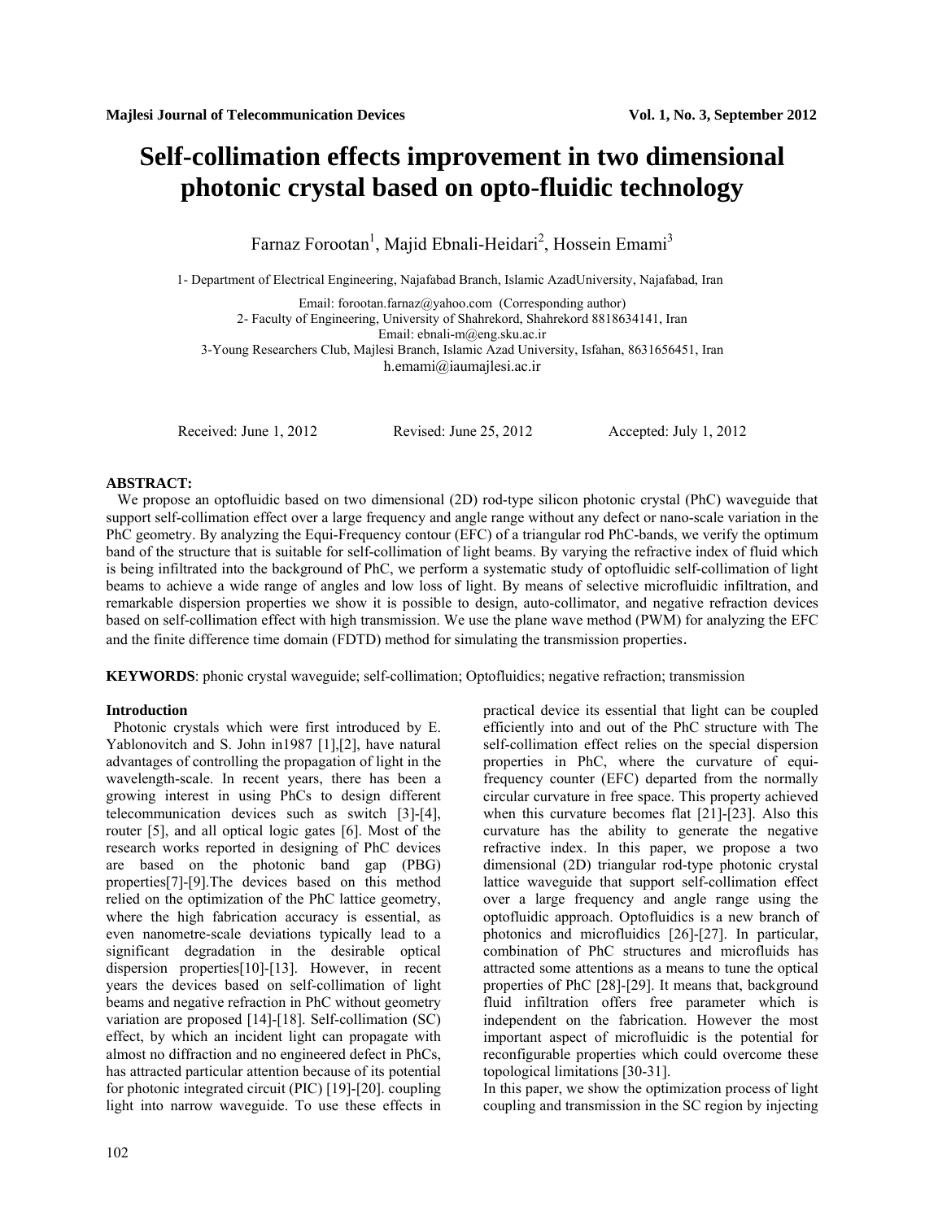# Self-collimation effects improvement in two dimensional photonic crystal based on opto-fluidic technology

Farnaz Forootan[1], Majid Ebnali-Heidari[2], Hossein Emami[3]

1- Department of Electrical Engineering, Najafabad Branch, Islamic AzadUniversity, Najafabad, Iran

Email: forootan.farnaz@yahoo.com (Corresponding author)

2- Faculty of Engineering, University of Shahrekord, Shahrekord 8818634141, Iran

Email: ebnali-m@eng.sku.ac.ir

3-Young Researchers Club, Majlesi Branch, Islamic Azad University, Isfahan, 8631656451, Iran

h.emami@iaumajlesi.ac.ir

Received: June 1, 2012 Revised: June 25, 2012 Accepted: July 1, 2012

**ABSTRACT:**

We propose an optofluidic based on two dimensional (2D) rod-type silicon photonic crystal (PhC) waveguide that support self-collimation effect over a large frequency and angle range without any defect or nano-scale variation in the PhC geometry. By analyzing the Equi-Frequency contour (EFC) of a triangular rod PhC-bands, we verify the optimum band of the structure that is suitable for self-collimation of light beams. By varying the refractive index of fluid which is being infiltrated into the background of PhC, we perform a systematic study of optofluidic self-collimation of light beams to achieve a wide range of angles and low loss of light. By means of selective microfluidic infiltration, and remarkable dispersion properties we show it is possible to design, auto-collimator, and negative refraction devices based on self-collimation effect with high transmission. We use the plane wave method (PWM) for analyzing the EFC and the finite difference time domain (FDTD) method for simulating the transmission properties.

**KEYWORDS**: phonic crystal waveguide; self-collimation; Optofluidics; negative refraction; transmission

## Introduction

Photonic crystals which were first introduced by E. Yablonovitch and S. John in1987 [1],[2], have natural advantages of controlling the propagation of light in the wavelength-scale. In recent years, there has been a growing interest in using PhCs to design different telecommunication devices such as switch [3]-[4], router [5], and all optical logic gates [6]. Most of the research works reported in designing of PhC devices are based on the photonic band gap (PBG) properties[7]-[9].The devices based on this method relied on the optimization of the PhC lattice geometry, where the high fabrication accuracy is essential, as even nanometre-scale deviations typically lead to a significant degradation in the desirable optical dispersion properties[10]-[13]. However, in recent years the devices based on self-collimation of light beams and negative refraction in PhC without geometry variation are proposed [14]-[18]. Self-collimation (SC) effect, by which an incident light can propagate with almost no diffraction and no engineered defect in PhCs, has attracted particular attention because of its potential for photonic integrated circuit (PIC) [19]-[20]. coupling light into narrow waveguide. To use these effects in practical device its essential that light can be coupled efficiently into and out of the PhC structure with The self-collimation effect relies on the special dispersion properties in PhC, where the curvature of equi-frequency counter (EFC) departed from the normally circular curvature in free space. This property achieved when this curvature becomes flat [21]-[23]. Also this curvature has the ability to generate the negative refractive index. In this paper, we propose a two dimensional (2D) triangular rod-type photonic crystal lattice waveguide that support self-collimation effect over a large frequency and angle range using the optofluidic approach. Optofluidics is a new branch of photonics and microfluidics [26]-[27]. In particular, combination of PhC structures and microfluids has attracted some attentions as a means to tune the optical properties of PhC [28]-[29]. It means that, background fluid infiltration offers free parameter which is independent on the fabrication. However the most important aspect of microfluidic is the potential for reconfigurable properties which could overcome these topological limitations [30-31].

In this paper, we show the optimization process of light coupling and transmission in the SC region by injecting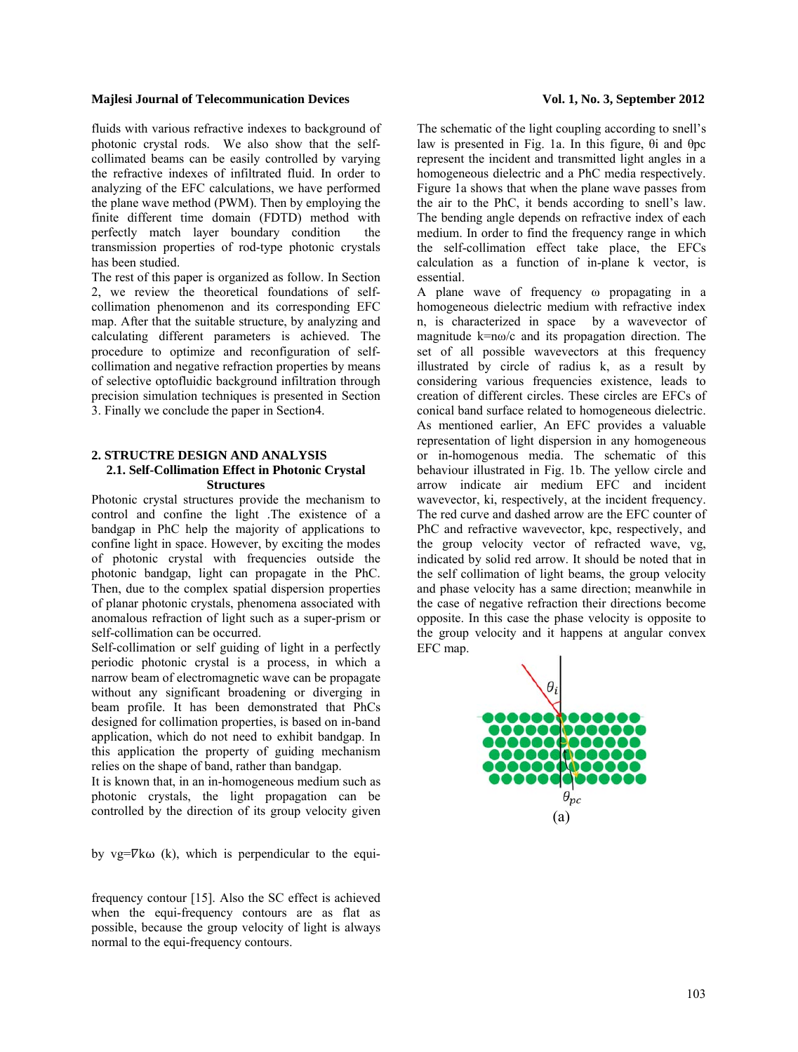fluids with various refractive indexes to background of photonic crystal rods. We also show that the self-collimated beams can be easily controlled by varying the refractive indexes of infiltrated fluid. In order to analyzing of the EFC calculations, we have performed the plane wave method (PWM). Then by employing the finite different time domain (FDTD) method with perfectly match layer boundary condition the transmission properties of rod-type photonic crystals has been studied.

The rest of this paper is organized as follow. In Section 2, we review the theoretical foundations of self-collimation phenomenon and its corresponding EFC map. After that the suitable structure, by analyzing and calculating different parameters is achieved. The procedure to optimize and reconfiguration of self-collimation and negative refraction properties by means of selective optofluidic background infiltration through precision simulation techniques is presented in Section 3. Finally we conclude the paper in Section4.

## 2. STRUCTRE DESIGN AND ANALYSIS

### 2.1. Self-Collimation Effect in Photonic Crystal Structures

Photonic crystal structures provide the mechanism to control and confine the light .The existence of a bandgap in PhC help the majority of applications to confine light in space. However, by exciting the modes of photonic crystal with frequencies outside the photonic bandgap, light can propagate in the PhC. Then, due to the complex spatial dispersion properties of planar photonic crystals, phenomena associated with anomalous refraction of light such as a super-prism or self-collimation can be occurred.

Self-collimation or self guiding of light in a perfectly periodic photonic crystal is a process, in which a narrow beam of electromagnetic wave can be propagate without any significant broadening or diverging in beam profile. It has been demonstrated that PhCs designed for collimation properties, is based on in-band application, which do not need to exhibit bandgap. In this application the property of guiding mechanism relies on the shape of band, rather than bandgap.

It is known that, in an in-homogeneous medium such as photonic crystals, the light propagation can be controlled by the direction of its group velocity given by $v_g = \nabla_k \omega\ (k)$, which is perpendicular to the equi-frequency contour [15]. Also the SC effect is achieved when the equi-frequency contours are as flat as possible, because the group velocity of light is always normal to the equi-frequency contours.

The schematic of the light coupling according to snell's law is presented in Fig. 1a. In this figure, $\theta_i$ and $\theta_{pc}$ represent the incident and transmitted light angles in a homogeneous dielectric and a PhC media respectively. Figure 1a shows that when the plane wave passes from the air to the PhC, it bends according to snell's law. The bending angle depends on refractive index of each medium. In order to find the frequency range in which the self-collimation effect take place, the EFCs calculation as a function of in-plane k vector, is essential.

A plane wave of frequency ω propagating in a homogeneous dielectric medium with refractive index n, is characterized in space by a wavevector of magnitude $k = n\omega/c$ and its propagation direction. The set of all possible wavevectors at this frequency illustrated by circle of radius k, as a result by considering various frequencies existence, leads to creation of different circles. These circles are EFCs of conical band surface related to homogeneous dielectric. As mentioned earlier, An EFC provides a valuable representation of light dispersion in any homogeneous or in-homogeneous media. The schematic of this behaviour illustrated in Fig. 1b. The yellow circle and arrow indicate air medium EFC and incident wavevector, $k_i$, respectively, at the incident frequency. The red curve and dashed arrow are the EFC counter of PhC and refractive wavevector, $k_{pc}$, respectively, and the group velocity vector of refracted wave, $v_g$, indicated by solid red arrow. It should be noted that in the self collimation of light beams, the group velocity and phase velocity has a same direction; meanwhile in the case of negative refraction their directions become opposite. In this case the phase velocity is opposite to the group velocity and it happens at angular convex EFC map.

$\theta_i$

$\theta_{pc}$

(a)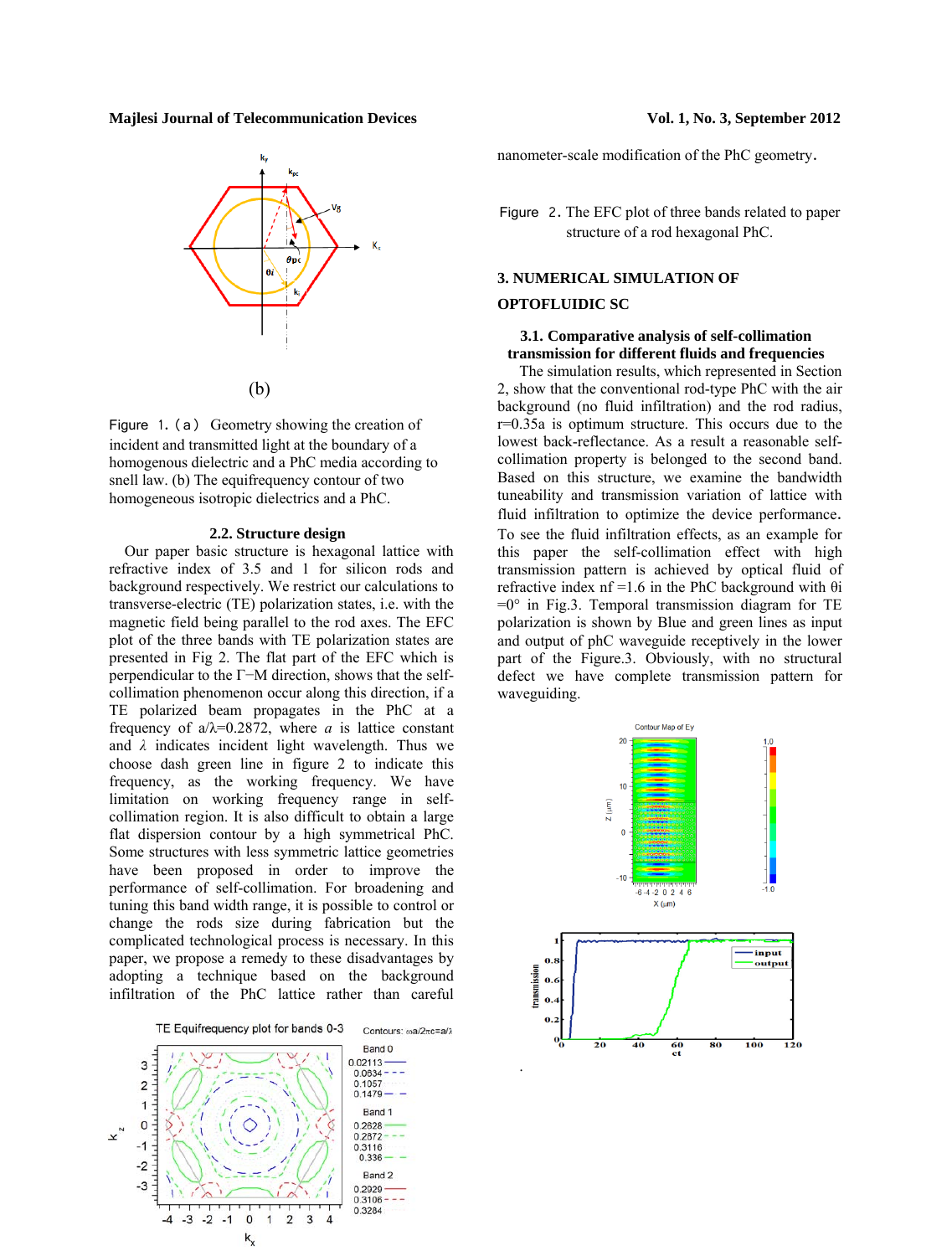(b)

Figure 1.(a) Geometry showing the creation of incident and transmitted light at the boundary of a homogenous dielectric and a PhC media according to snell law. (b) The equifrequency contour of two homogeneous isotropic dielectrics and a PhC.

### 2.2. Structure design

Our paper basic structure is hexagonal lattice with refractive index of 3.5 and 1 for silicon rods and background respectively. We restrict our calculations to transverse-electric (TE) polarization states, i.e. with the magnetic field being parallel to the rod axes. The EFC plot of the three bands with TE polarization states are presented in Fig 2. The flat part of the EFC which is perpendicular to the Γ−M direction, shows that the self-collimation phenomenon occur along this direction, if a TE polarized beam propagates in the PhC at a frequency of $a/\lambda=0.2872$, where *a* is lattice constant and $\lambda$ indicates incident light wavelength. Thus we choose dash green line in figure 2 to indicate this frequency, as the working frequency. We have limitation on working frequency range in self-collimation region. It is also difficult to obtain a large flat dispersion contour by a high symmetrical PhC. Some structures with less symmetric lattice geometries have been proposed in order to improve the performance of self-collimation. For broadening and tuning this band width range, it is possible to control or change the rods size during fabrication but the complicated technological process is necessary. In this paper, we propose a remedy to these disadvantages by adopting a technique based on the background infiltration of the PhC lattice rather than careful nanometer-scale modification of the PhC geometry.

Figure 2. The EFC plot of three bands related to paper structure of a rod hexagonal PhC.

## 3. NUMERICAL SIMULATION OF OPTOFLUIDIC SC

### 3.1. Comparative analysis of self-collimation transmission for different fluids and frequencies

The simulation results, which represented in Section 2, show that the conventional rod-type PhC with the air background (no fluid infiltration) and the rod radius, $r=0.35a$ is optimum structure. This occurs due to the lowest back-reflectance. As a result a reasonable self-collimation property is belonged to the second band. Based on this structure, we examine the bandwidth tuneability and transmission variation of lattice with fluid infiltration to optimize the device performance. To see the fluid infiltration effects, as an example for this paper the self-collimation effect with high transmission pattern is achieved by optical fluid of refractive index $n_f=1.6$ in the PhC background with $\theta_i=0°$ in Fig.3. Temporal transmission diagram for TE polarization is shown by Blue and green lines as input and output of phC waveguide receptively in the lower part of the Figure.3. Obviously, with no structural defect we have complete transmission pattern for waveguiding.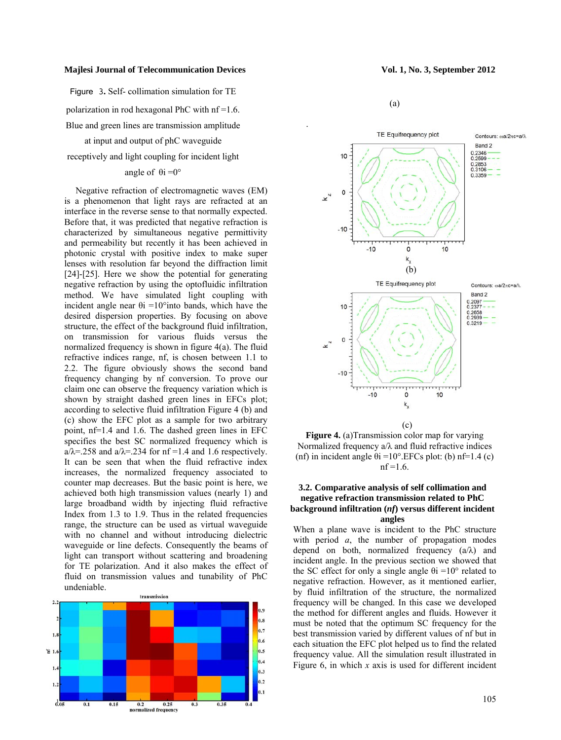Figure 3. Self- collimation simulation for TE polarization in rod hexagonal PhC with nf =1.6. Blue and green lines are transmission amplitude at input and output of phC waveguide receptively and light coupling for incident light angle of θi =0°

Negative refraction of electromagnetic waves (EM) is a phenomenon that light rays are refracted at an interface in the reverse sense to that normally expected. Before that, it was predicted that negative refraction is characterized by simultaneous negative permittivity and permeability but recently it has been achieved in photonic crystal with positive index to make super lenses with resolution far beyond the diffraction limit [24]-[25]. Here we show the potential for generating negative refraction by using the optofluidic infiltration method. We have simulated light coupling with incident angle near θi =10°into bands, which have the desired dispersion properties. By focusing on above structure, the effect of the background fluid infiltration, on transmission for various fluids versus the normalized frequency is shown in figure 4(a). The fluid refractive indices range, nf, is chosen between 1.1 to 2.2. The figure obviously shows the second band frequency changing by nf conversion. To prove our claim one can observe the frequency variation which is shown by straight dashed green lines in EFCs plot; according to selective fluid infiltration Figure 4 (b) and (c) show the EFC plot as a sample for two arbitrary point, nf=1.4 and 1.6. The dashed green lines in EFC specifies the best SC normalized frequency which is a/λ=.258 and a/λ=.234 for nf =1.4 and 1.6 respectively. It can be seen that when the fluid refractive index increases, the normalized frequency associated to counter map decreases. But the basic point is here, we achieved both high transmission values (nearly 1) and large broadband width by injecting fluid refractive Index from 1.3 to 1.9. Thus in the related frequencies range, the structure can be used as virtual waveguide with no channel and without introducing dielectric waveguide or line defects. Consequently the beams of light can transport without scattering and broadening for TE polarization. And it also makes the effect of fluid on transmission values and tunability of PhC undeniable.

(a)

(b)

(c)

**Figure 4.** (a)Transmission color map for varying Normalized frequency a/λ and fluid refractive indices (nf) in incident angle θi =10°.EFCs plot: (b) nf=1.4 (c) nf =1.6.

### 3.2. Comparative analysis of self collimation and negative refraction transmission related to PhC background infiltration (*nf*) versus different incident angles

When a plane wave is incident to the PhC structure with period *a*, the number of propagation modes depend on both, normalized frequency (a/λ) and incident angle. In the previous section we showed that the SC effect for only a single angle θi =10° related to negative refraction. However, as it mentioned earlier, by fluid infiltration of the structure, the normalized frequency will be changed. In this case we developed the method for different angles and fluids. However it must be noted that the optimum SC frequency for the best transmission varied by different values of nf but in each situation the EFC plot helped us to find the related frequency value. All the simulation result illustrated in Figure 6, in which *x* axis is used for different incident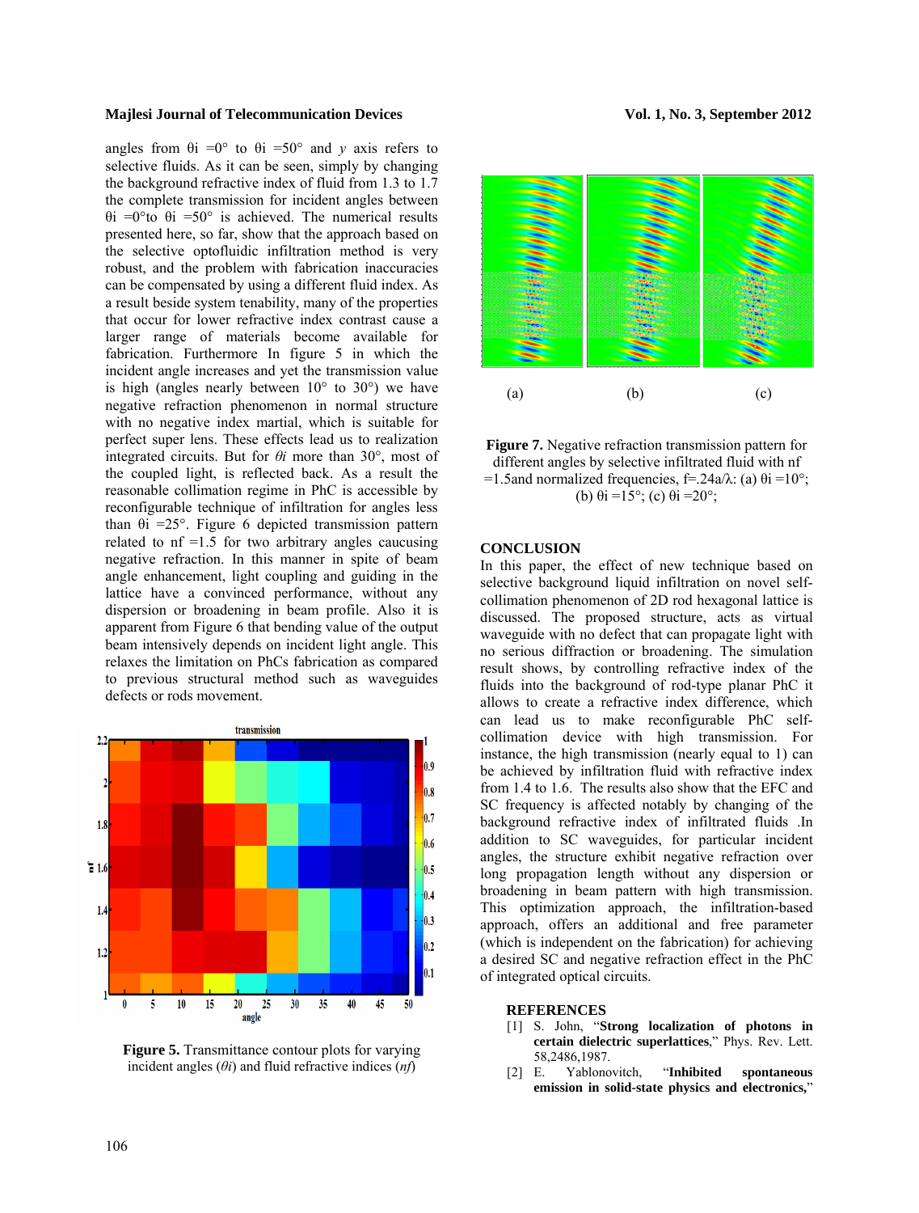angles from $\theta i = 0°$ to $\theta i = 50°$ and *y* axis refers to selective fluids. As it can be seen, simply by changing the background refractive index of fluid from 1.3 to 1.7 the complete transmission for incident angles between $\theta i = 0°$ to $\theta i = 50°$ is achieved. The numerical results presented here, so far, show that the approach based on the selective optofluidic infiltration method is very robust, and the problem with fabrication inaccuracies can be compensated by using a different fluid index. As a result beside system tenability, many of the properties that occur for lower refractive index contrast cause a larger range of materials become available for fabrication. Furthermore In figure 5 in which the incident angle increases and yet the transmission value is high (angles nearly between 10° to 30°) we have negative refraction phenomenon in normal structure with no negative index martial, which is suitable for perfect super lens. These effects lead us to realization integrated circuits. But for $\theta i$ more than 30°, most of the coupled light, is reflected back. As a result the reasonable collimation regime in PhC is accessible by reconfigurable technique of infiltration for angles less than $\theta i = 25°$. Figure 6 depicted transmission pattern related to nf =1.5 for two arbitrary angles caucusing negative refraction. In this manner in spite of beam angle enhancement, light coupling and guiding in the lattice have a convinced performance, without any dispersion or broadening in beam profile. Also it is apparent from Figure 6 that bending value of the output beam intensively depends on incident light angle. This relaxes the limitation on PhCs fabrication as compared to previous structural method such as waveguides defects or rods movement.

**Figure 5.** Transmittance contour plots for varying incident angles ($\theta i$) and fluid refractive indices ($nf$)

(a) (b) (c)

**Figure 7.** Negative refraction transmission pattern for different angles by selective infiltrated fluid with nf =1.5and normalized frequencies, f=.24a/λ: (a) $\theta i = 10°$; (b) $\theta i = 15°$; (c) $\theta i = 20°$;

## CONCLUSION

In this paper, the effect of new technique based on selective background liquid infiltration on novel self-collimation phenomenon of 2D rod hexagonal lattice is discussed. The proposed structure, acts as virtual waveguide with no defect that can propagate light with no serious diffraction or broadening. The simulation result shows, by controlling refractive index of the fluids into the background of rod-type planar PhC it allows to create a refractive index difference, which can lead us to make reconfigurable PhC self-collimation device with high transmission. For instance, the high transmission (nearly equal to 1) can be achieved by infiltration fluid with refractive index from 1.4 to 1.6. The results also show that the EFC and SC frequency is affected notably by changing of the background refractive index of infiltrated fluids .In addition to SC waveguides, for particular incident angles, the structure exhibit negative refraction over long propagation length without any dispersion or broadening in beam pattern with high transmission. This optimization approach, the infiltration-based approach, offers an additional and free parameter (which is independent on the fabrication) for achieving a desired SC and negative refraction effect in the PhC of integrated optical circuits.

## REFERENCES

[1] S. John, "**Strong localization of photons in certain dielectric superlattices**," Phys. Rev. Lett. 58,2486,1987.

[2] E. Yablonovitch, "**Inhibited spontaneous emission in solid-state physics and electronics,**"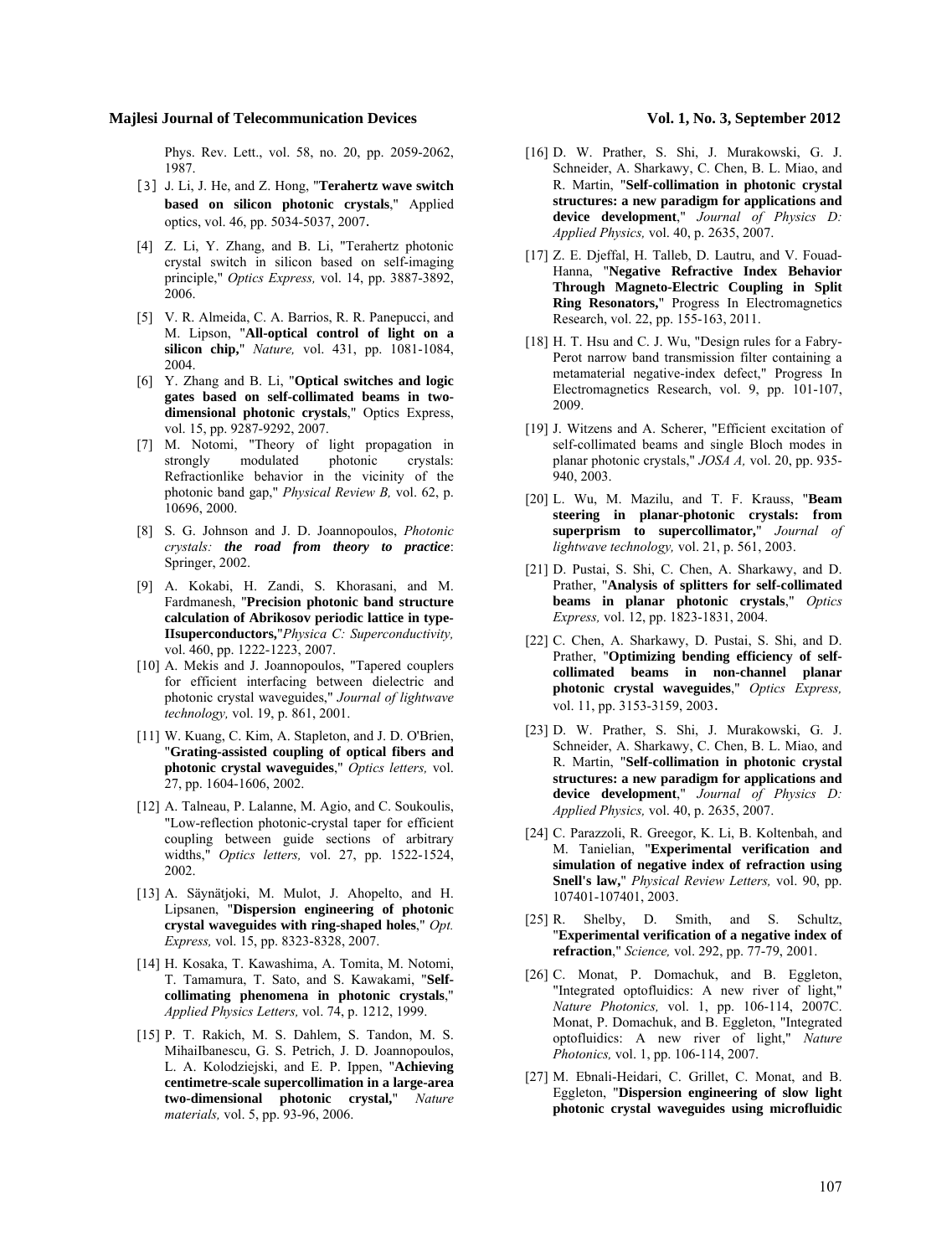Phys. Rev. Lett., vol. 58, no. 20, pp. 2059-2062, 1987.

[3] J. Li, J. He, and Z. Hong, "**Terahertz wave switch based on silicon photonic crystals**," Applied optics, vol. 46, pp. 5034-5037, 2007.

[4] Z. Li, Y. Zhang, and B. Li, "Terahertz photonic crystal switch in silicon based on self-imaging principle," *Optics Express,* vol. 14, pp. 3887-3892, 2006.

[5] V. R. Almeida, C. A. Barrios, R. R. Panepucci, and M. Lipson, "**All-optical control of light on a silicon chip,**" *Nature,* vol. 431, pp. 1081-1084, 2004.

[6] Y. Zhang and B. Li, "**Optical switches and logic gates based on self-collimated beams in two-dimensional photonic crystals**," Optics Express, vol. 15, pp. 9287-9292, 2007.

[7] M. Notomi, "Theory of light propagation in strongly modulated photonic crystals: Refractionlike behavior in the vicinity of the photonic band gap," *Physical Review B,* vol. 62, p. 10696, 2000.

[8] S. G. Johnson and J. D. Joannopoulos, *Photonic crystals: **the road from theory to practice***: Springer, 2002.

[9] A. Kokabi, H. Zandi, S. Khorasani, and M. Fardmanesh, "**Precision photonic band structure calculation of Abrikosov periodic lattice in type-IIsuperconductors,**"*Physica C: Superconductivity,* vol. 460, pp. 1222-1223, 2007.

[10] A. Mekis and J. Joannopoulos, "Tapered couplers for efficient interfacing between dielectric and photonic crystal waveguides," *Journal of lightwave technology,* vol. 19, p. 861, 2001.

[11] W. Kuang, C. Kim, A. Stapleton, and J. D. O'Brien, "**Grating-assisted coupling of optical fibers and photonic crystal waveguides**," *Optics letters,* vol. 27, pp. 1604-1606, 2002.

[12] A. Talneau, P. Lalanne, M. Agio, and C. Soukoulis, "Low-reflection photonic-crystal taper for efficient coupling between guide sections of arbitrary widths," *Optics letters,* vol. 27, pp. 1522-1524, 2002.

[13] A. Säynätjoki, M. Mulot, J. Ahopelto, and H. Lipsanen, "**Dispersion engineering of photonic crystal waveguides with ring-shaped holes**," *Opt. Express,* vol. 15, pp. 8323-8328, 2007.

[14] H. Kosaka, T. Kawashima, A. Tomita, M. Notomi, T. Tamamura, T. Sato, and S. Kawakami, "**Self-collimating phenomena in photonic crystals**," *Applied Physics Letters,* vol. 74, p. 1212, 1999.

[15] P. T. Rakich, M. S. Dahlem, S. Tandon, M. S. MihaiIbanescu, G. S. Petrich, J. D. Joannopoulos, L. A. Kolodziejski, and E. P. Ippen, "**Achieving centimetre-scale supercollimation in a large-area two-dimensional photonic crystal,**" *Nature materials,* vol. 5, pp. 93-96, 2006.

[16] D. W. Prather, S. Shi, J. Murakowski, G. J. Schneider, A. Sharkawy, C. Chen, B. L. Miao, and R. Martin, "**Self-collimation in photonic crystal structures: a new paradigm for applications and device development**," *Journal of Physics D: Applied Physics,* vol. 40, p. 2635, 2007.

[17] Z. E. Djeffal, H. Talleb, D. Lautru, and V. Fouad-Hanna, "**Negative Refractive Index Behavior Through Magneto-Electric Coupling in Split Ring Resonators,**" Progress In Electromagnetics Research, vol. 22, pp. 155-163, 2011.

[18] H. T. Hsu and C. J. Wu, "Design rules for a Fabry-Perot narrow band transmission filter containing a metamaterial negative-index defect," Progress In Electromagnetics Research, vol. 9, pp. 101-107, 2009.

[19] J. Witzens and A. Scherer, "Efficient excitation of self-collimated beams and single Bloch modes in planar photonic crystals," *JOSA A,* vol. 20, pp. 935-940, 2003.

[20] L. Wu, M. Mazilu, and T. F. Krauss, "**Beam steering in planar-photonic crystals: from superprism to supercollimator,**" *Journal of lightwave technology,* vol. 21, p. 561, 2003.

[21] D. Pustai, S. Shi, C. Chen, A. Sharkawy, and D. Prather, "**Analysis of splitters for self-collimated beams in planar photonic crystals**," *Optics Express,* vol. 12, pp. 1823-1831, 2004.

[22] C. Chen, A. Sharkawy, D. Pustai, S. Shi, and D. Prather, "**Optimizing bending efficiency of self-collimated beams in non-channel planar photonic crystal waveguides**," *Optics Express,* vol. 11, pp. 3153-3159, 2003.

[23] D. W. Prather, S. Shi, J. Murakowski, G. J. Schneider, A. Sharkawy, C. Chen, B. L. Miao, and R. Martin, "**Self-collimation in photonic crystal structures: a new paradigm for applications and device development**," *Journal of Physics D: Applied Physics,* vol. 40, p. 2635, 2007.

[24] C. Parazzoli, R. Greegor, K. Li, B. Koltenbah, and M. Tanielian, "**Experimental verification and simulation of negative index of refraction using Snell's law,**" *Physical Review Letters,* vol. 90, pp. 107401-107401, 2003.

[25] R. Shelby, D. Smith, and S. Schultz, "**Experimental verification of a negative index of refraction**," *Science,* vol. 292, pp. 77-79, 2001.

[26] C. Monat, P. Domachuk, and B. Eggleton, "Integrated optofluidics: A new river of light," *Nature Photonics,* vol. 1, pp. 106-114, 2007C. Monat, P. Domachuk, and B. Eggleton, "Integrated optofluidics: A new river of light," *Nature Photonics,* vol. 1, pp. 106-114, 2007.

[27] M. Ebnali-Heidari, C. Grillet, C. Monat, and B. Eggleton, "**Dispersion engineering of slow light photonic crystal waveguides using microfluidic**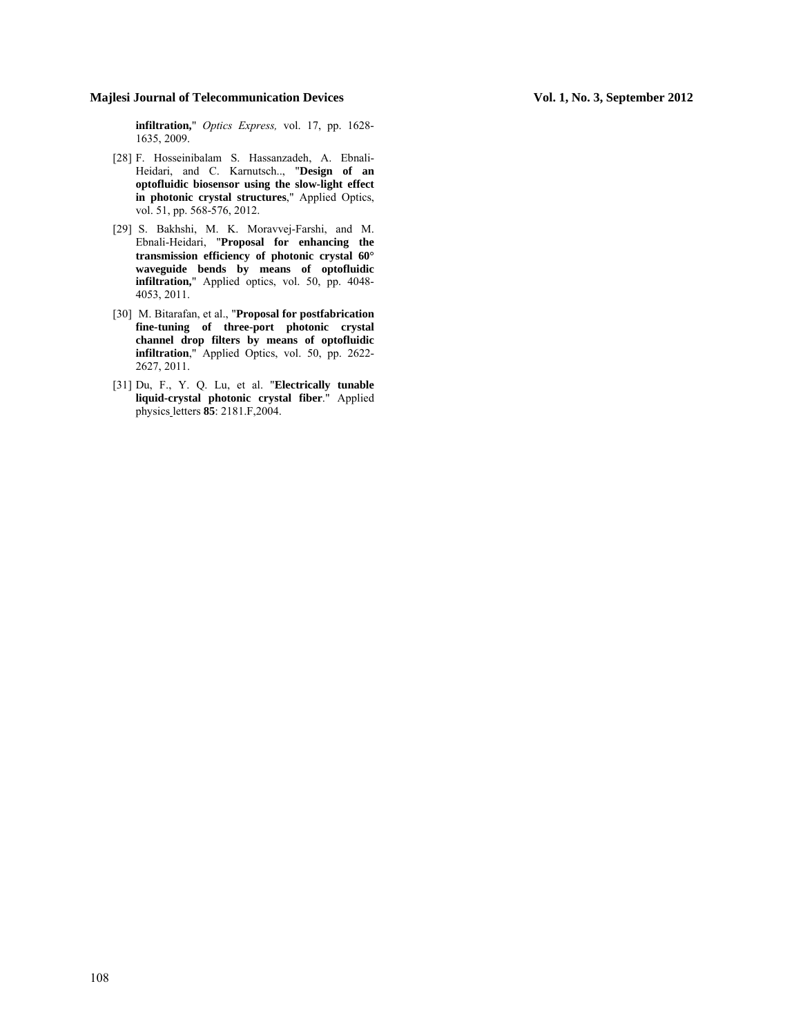**infiltration,**" *Optics Express,* vol. 17, pp. 1628-1635, 2009.

[28] F. Hosseinibalam S. Hassanzadeh, A. Ebnali-Heidari, and C. Karnutsch.., "**Design of an optofluidic biosensor using the slow-light effect in photonic crystal structures**," Applied Optics, vol. 51, pp. 568-576, 2012.

[29] S. Bakhshi, M. K. Moravvej-Farshi, and M. Ebnali-Heidari, "**Proposal for enhancing the transmission efficiency of photonic crystal 60° waveguide bends by means of optofluidic infiltration,**" Applied optics, vol. 50, pp. 4048-4053, 2011.

[30] M. Bitarafan, et al., "**Proposal for postfabrication fine-tuning of three-port photonic crystal channel drop filters by means of optofluidic infiltration**," Applied Optics, vol. 50, pp. 2622-2627, 2011.

[31] Du, F., Y. Q. Lu, et al. "**Electrically tunable liquid-crystal photonic crystal fiber**." Applied physics letters **85**: 2181.F,2004.